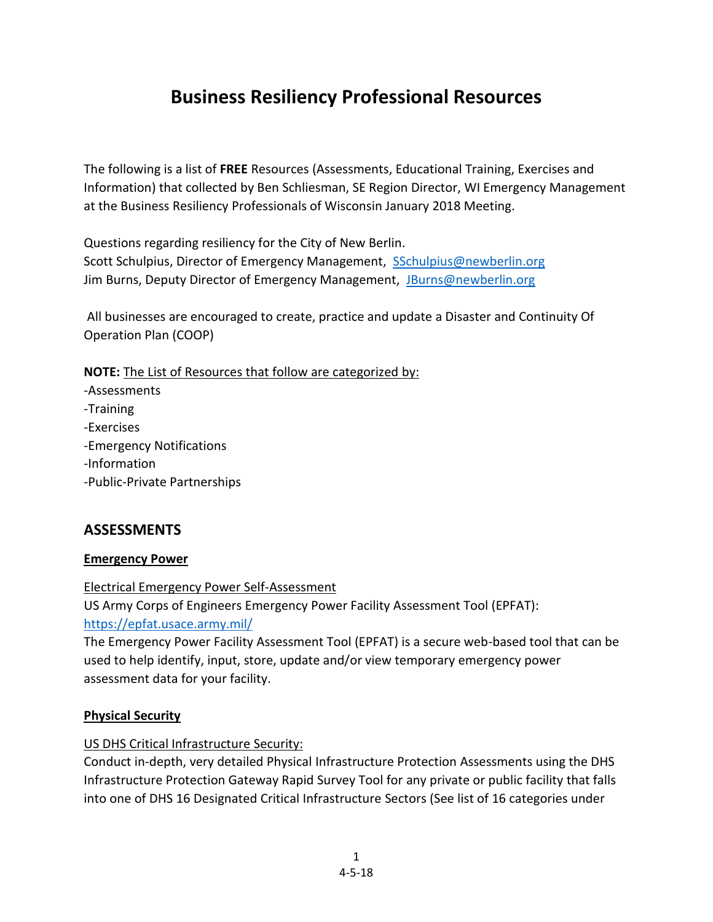# Business Resiliency Professional Resources

The following is a list of **FREE** Resources (Assessments, Educational Training, Exercises and Information) that collected by Ben Schliesman, SE Region Director, WI Emergency Management at the Business Resiliency Professionals of Wisconsin January 2018 Meeting.

Questions regarding resiliency for the City of New Berlin.
Scott Schulpius, Director of Emergency Management, [SSchulpius@newberlin.org](mailto:SSchulpius@newberlin.org)
Jim Burns, Deputy Director of Emergency Management, [JBurns@newberlin.org](mailto:JBurns@newberlin.org)

All businesses are encouraged to create, practice and update a Disaster and Continuity Of Operation Plan (COOP)

**NOTE:** The List of Resources that follow are categorized by:
-Assessments
-Training
-Exercises
-Emergency Notifications
-Information
-Public-Private Partnerships

## ASSESSMENTS

### Emergency Power

Electrical Emergency Power Self-Assessment
US Army Corps of Engineers Emergency Power Facility Assessment Tool (EPFAT): [https://epfat.usace.army.mil/](https://epfat.usace.army.mil/)
The Emergency Power Facility Assessment Tool (EPFAT) is a secure web-based tool that can be used to help identify, input, store, update and/or view temporary emergency power assessment data for your facility.

### Physical Security

US DHS Critical Infrastructure Security:
Conduct in-depth, very detailed Physical Infrastructure Protection Assessments using the DHS Infrastructure Protection Gateway Rapid Survey Tool for any private or public facility that falls into one of DHS 16 Designated Critical Infrastructure Sectors (See list of 16 categories under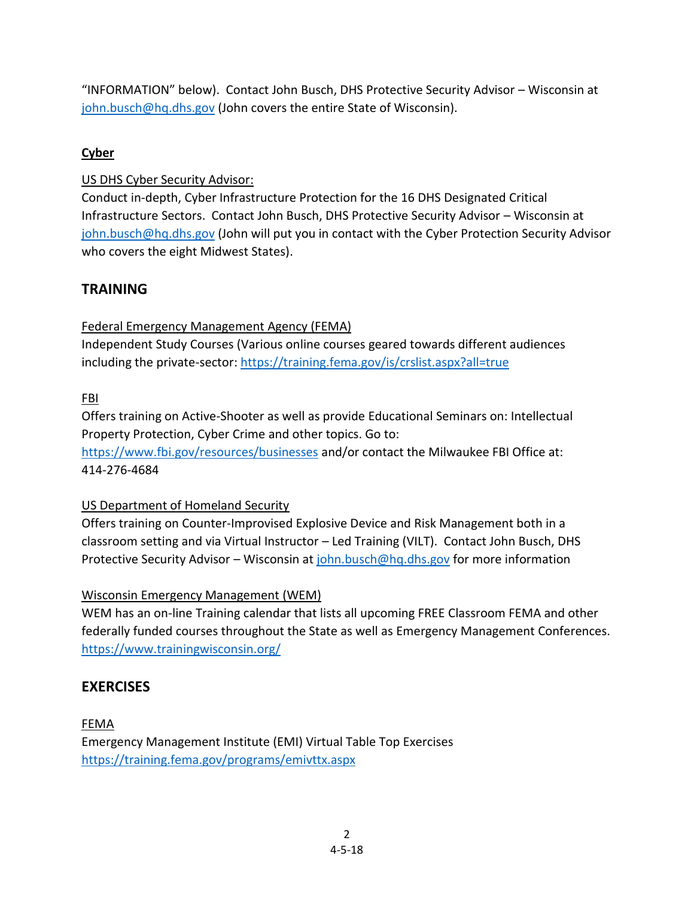"INFORMATION" below). Contact John Busch, DHS Protective Security Advisor – Wisconsin at john.busch@hq.dhs.gov (John covers the entire State of Wisconsin).

### Cyber

US DHS Cyber Security Advisor:
Conduct in-depth, Cyber Infrastructure Protection for the 16 DHS Designated Critical Infrastructure Sectors. Contact John Busch, DHS Protective Security Advisor – Wisconsin at john.busch@hq.dhs.gov (John will put you in contact with the Cyber Protection Security Advisor who covers the eight Midwest States).

## TRAINING

Federal Emergency Management Agency (FEMA)
Independent Study Courses (Various online courses geared towards different audiences including the private-sector: https://training.fema.gov/is/crslist.aspx?all=true

FBI
Offers training on Active-Shooter as well as provide Educational Seminars on: Intellectual Property Protection, Cyber Crime and other topics. Go to: https://www.fbi.gov/resources/businesses and/or contact the Milwaukee FBI Office at: 414-276-4684

US Department of Homeland Security
Offers training on Counter-Improvised Explosive Device and Risk Management both in a classroom setting and via Virtual Instructor – Led Training (VILT). Contact John Busch, DHS Protective Security Advisor – Wisconsin at john.busch@hq.dhs.gov for more information

Wisconsin Emergency Management (WEM)
WEM has an on-line Training calendar that lists all upcoming FREE Classroom FEMA and other federally funded courses throughout the State as well as Emergency Management Conferences. https://www.trainingwisconsin.org/

## EXERCISES

FEMA
Emergency Management Institute (EMI) Virtual Table Top Exercises
https://training.fema.gov/programs/emivttx.aspx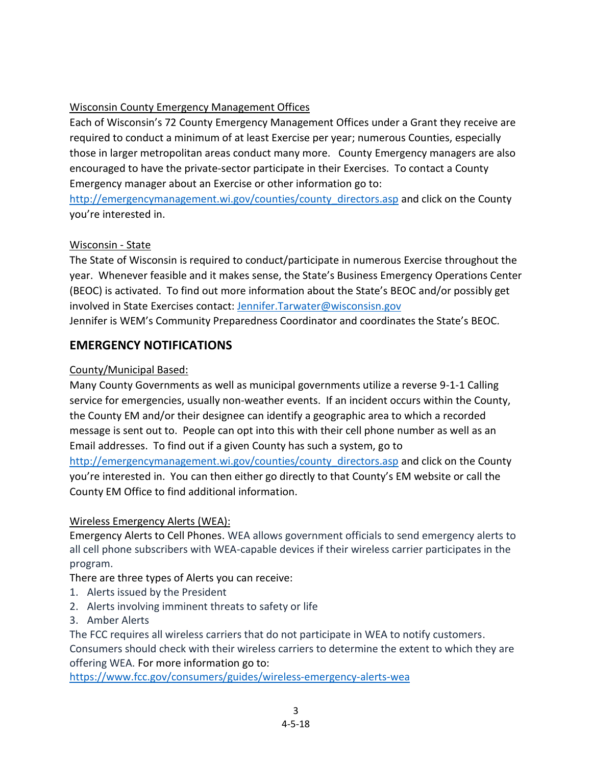Wisconsin County Emergency Management Offices

Each of Wisconsin's 72 County Emergency Management Offices under a Grant they receive are required to conduct a minimum of at least Exercise per year; numerous Counties, especially those in larger metropolitan areas conduct many more. County Emergency managers are also encouraged to have the private-sector participate in their Exercises. To contact a County Emergency manager about an Exercise or other information go to: http://emergencymanagement.wi.gov/counties/county_directors.asp and click on the County you're interested in.

Wisconsin - State

The State of Wisconsin is required to conduct/participate in numerous Exercise throughout the year. Whenever feasible and it makes sense, the State's Business Emergency Operations Center (BEOC) is activated. To find out more information about the State's BEOC and/or possibly get involved in State Exercises contact: Jennifer.Tarwater@wisconsisn.gov

Jennifer is WEM's Community Preparedness Coordinator and coordinates the State's BEOC.

## EMERGENCY NOTIFICATIONS

County/Municipal Based:

Many County Governments as well as municipal governments utilize a reverse 9-1-1 Calling service for emergencies, usually non-weather events. If an incident occurs within the County, the County EM and/or their designee can identify a geographic area to which a recorded message is sent out to. People can opt into this with their cell phone number as well as an Email addresses. To find out if a given County has such a system, go to http://emergencymanagement.wi.gov/counties/county_directors.asp and click on the County you're interested in. You can then either go directly to that County's EM website or call the County EM Office to find additional information.

Wireless Emergency Alerts (WEA):

Emergency Alerts to Cell Phones. WEA allows government officials to send emergency alerts to all cell phone subscribers with WEA-capable devices if their wireless carrier participates in the program.

There are three types of Alerts you can receive:

1. Alerts issued by the President
2. Alerts involving imminent threats to safety or life
3. Amber Alerts

The FCC requires all wireless carriers that do not participate in WEA to notify customers. Consumers should check with their wireless carriers to determine the extent to which they are offering WEA. For more information go to: https://www.fcc.gov/consumers/guides/wireless-emergency-alerts-wea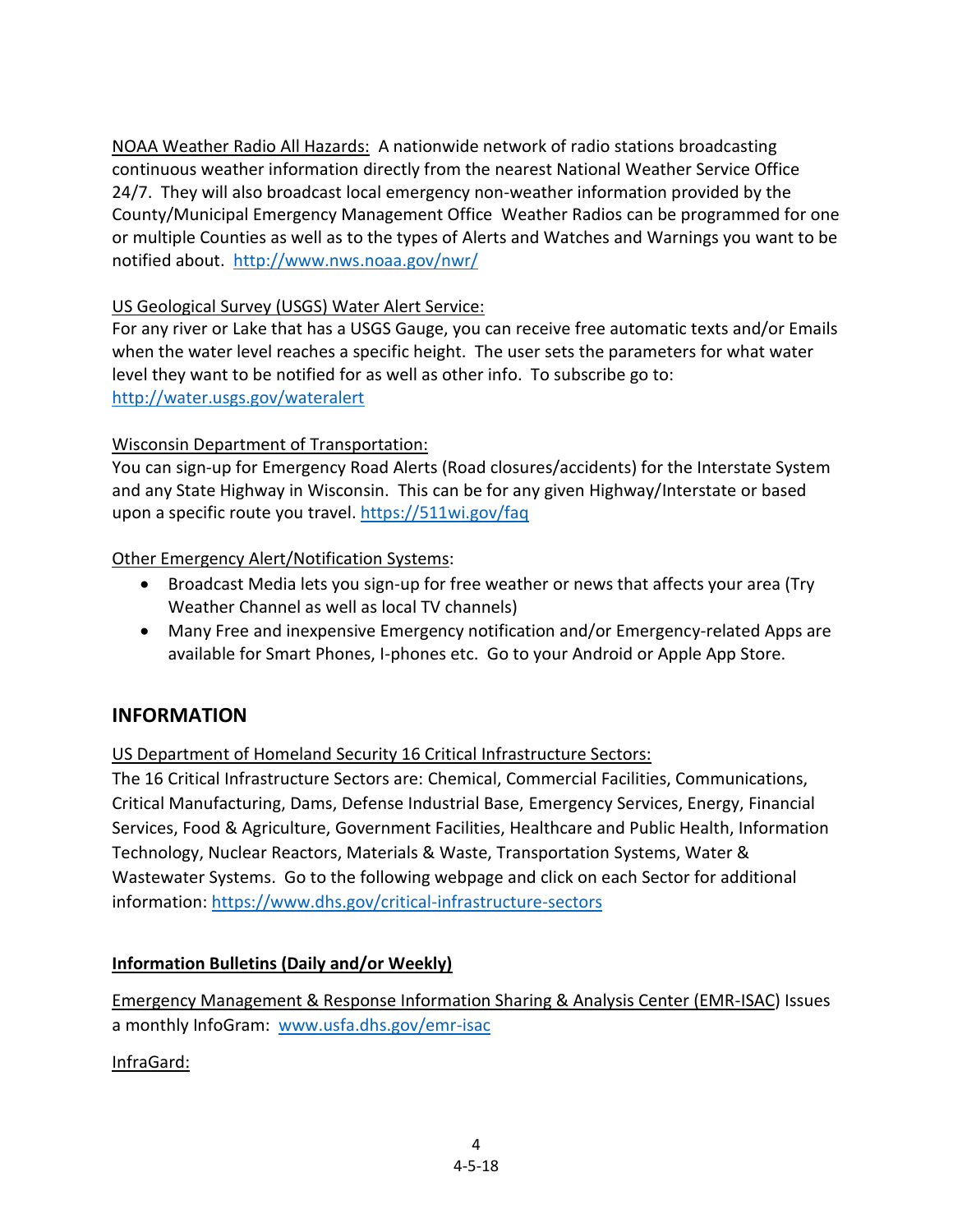NOAA Weather Radio All Hazards: A nationwide network of radio stations broadcasting continuous weather information directly from the nearest National Weather Service Office 24/7. They will also broadcast local emergency non-weather information provided by the County/Municipal Emergency Management Office Weather Radios can be programmed for one or multiple Counties as well as to the types of Alerts and Watches and Warnings you want to be notified about. http://www.nws.noaa.gov/nwr/

US Geological Survey (USGS) Water Alert Service:
For any river or Lake that has a USGS Gauge, you can receive free automatic texts and/or Emails when the water level reaches a specific height. The user sets the parameters for what water level they want to be notified for as well as other info. To subscribe go to: http://water.usgs.gov/wateralert

Wisconsin Department of Transportation:
You can sign-up for Emergency Road Alerts (Road closures/accidents) for the Interstate System and any State Highway in Wisconsin. This can be for any given Highway/Interstate or based upon a specific route you travel. https://511wi.gov/faq

Other Emergency Alert/Notification Systems:

- Broadcast Media lets you sign-up for free weather or news that affects your area (Try Weather Channel as well as local TV channels)
- Many Free and inexpensive Emergency notification and/or Emergency-related Apps are available for Smart Phones, I-phones etc. Go to your Android or Apple App Store.

## INFORMATION

US Department of Homeland Security 16 Critical Infrastructure Sectors:
The 16 Critical Infrastructure Sectors are: Chemical, Commercial Facilities, Communications, Critical Manufacturing, Dams, Defense Industrial Base, Emergency Services, Energy, Financial Services, Food & Agriculture, Government Facilities, Healthcare and Public Health, Information Technology, Nuclear Reactors, Materials & Waste, Transportation Systems, Water & Wastewater Systems. Go to the following webpage and click on each Sector for additional information: https://www.dhs.gov/critical-infrastructure-sectors

**Information Bulletins (Daily and/or Weekly)**

Emergency Management & Response Information Sharing & Analysis Center (EMR-ISAC) Issues a monthly InfoGram: www.usfa.dhs.gov/emr-isac

InfraGard: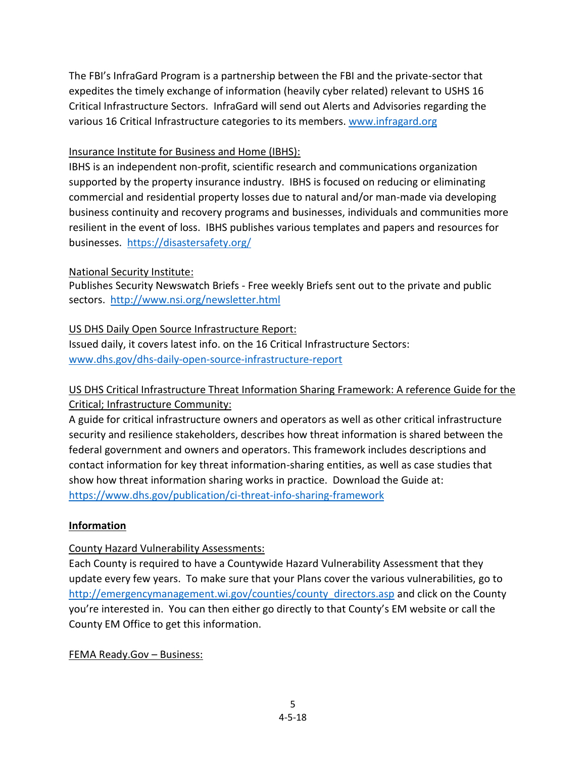The FBI's InfraGard Program is a partnership between the FBI and the private-sector that expedites the timely exchange of information (heavily cyber related) relevant to USHS 16 Critical Infrastructure Sectors. InfraGard will send out Alerts and Advisories regarding the various 16 Critical Infrastructure categories to its members. www.infragard.org

<u>Insurance Institute for Business and Home (IBHS):</u>
IBHS is an independent non-profit, scientific research and communications organization supported by the property insurance industry. IBHS is focused on reducing or eliminating commercial and residential property losses due to natural and/or man-made via developing business continuity and recovery programs and businesses, individuals and communities more resilient in the event of loss. IBHS publishes various templates and papers and resources for businesses. https://disastersafety.org/

<u>National Security Institute:</u>
Publishes Security Newswatch Briefs - Free weekly Briefs sent out to the private and public sectors. http://www.nsi.org/newsletter.html

<u>US DHS Daily Open Source Infrastructure Report:</u>
Issued daily, it covers latest info. on the 16 Critical Infrastructure Sectors:
www.dhs.gov/dhs-daily-open-source-infrastructure-report

<u>US DHS Critical Infrastructure Threat Information Sharing Framework: A reference Guide for the Critical; Infrastructure Community:</u>
A guide for critical infrastructure owners and operators as well as other critical infrastructure security and resilience stakeholders, describes how threat information is shared between the federal government and owners and operators. This framework includes descriptions and contact information for key threat information-sharing entities, as well as case studies that show how threat information sharing works in practice. Download the Guide at:
https://www.dhs.gov/publication/ci-threat-info-sharing-framework

## Information

<u>County Hazard Vulnerability Assessments:</u>
Each County is required to have a Countywide Hazard Vulnerability Assessment that they update every few years. To make sure that your Plans cover the various vulnerabilities, go to http://emergencymanagement.wi.gov/counties/county_directors.asp and click on the County you're interested in. You can then either go directly to that County's EM website or call the County EM Office to get this information.

<u>FEMA Ready.Gov – Business:</u>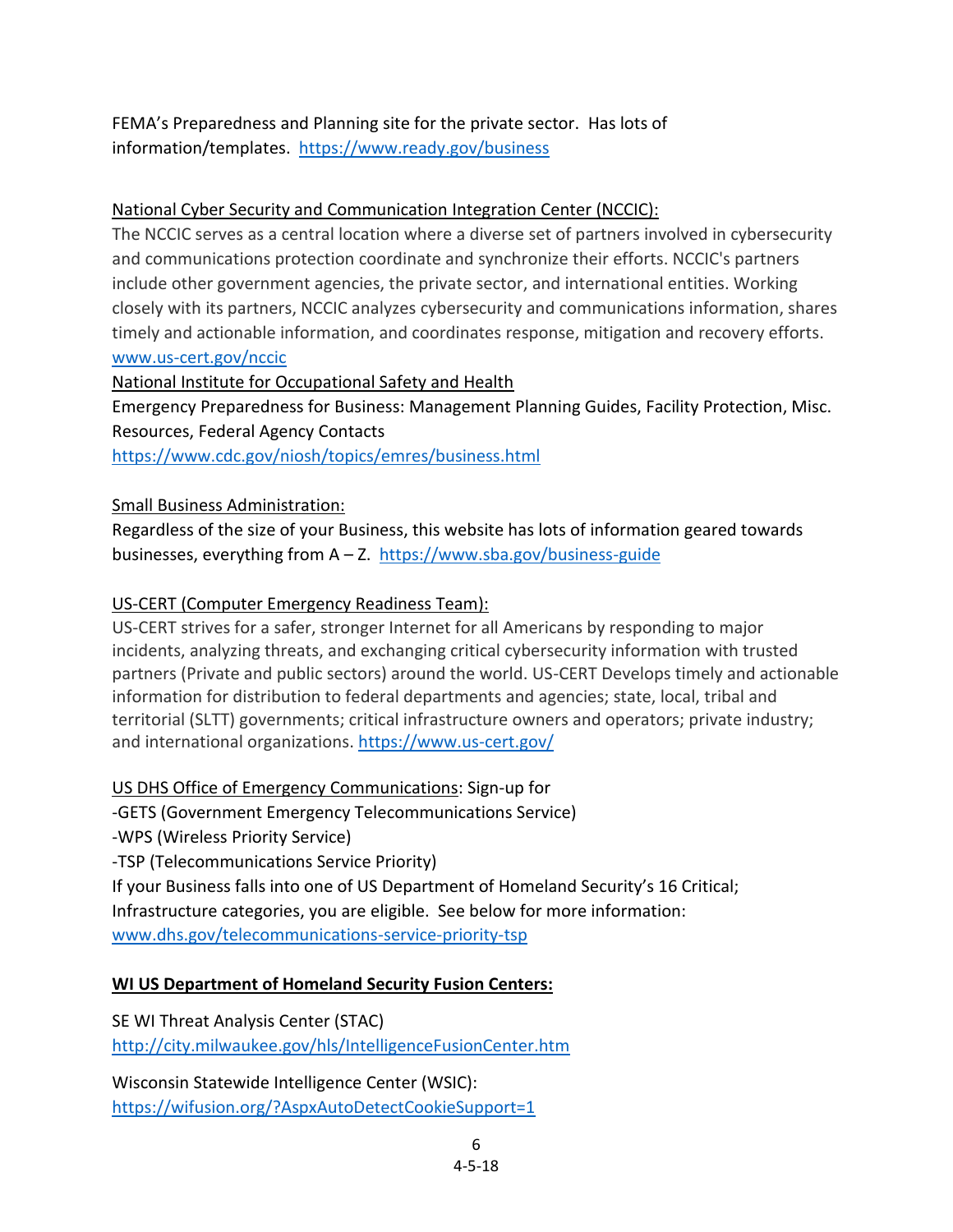FEMA's Preparedness and Planning site for the private sector. Has lots of information/templates. [https://www.ready.gov/business](https://www.ready.gov/business)

<u>National Cyber Security and Communication Integration Center (NCCIC):</u>
The NCCIC serves as a central location where a diverse set of partners involved in cybersecurity and communications protection coordinate and synchronize their efforts. NCCIC's partners include other government agencies, the private sector, and international entities. Working closely with its partners, NCCIC analyzes cybersecurity and communications information, shares timely and actionable information, and coordinates response, mitigation and recovery efforts. [www.us-cert.gov/nccic](www.us-cert.gov/nccic)

<u>National Institute for Occupational Safety and Health</u>
Emergency Preparedness for Business: Management Planning Guides, Facility Protection, Misc. Resources, Federal Agency Contacts
[https://www.cdc.gov/niosh/topics/emres/business.html](https://www.cdc.gov/niosh/topics/emres/business.html)

<u>Small Business Administration:</u>
Regardless of the size of your Business, this website has lots of information geared towards businesses, everything from A – Z. [https://www.sba.gov/business-guide](https://www.sba.gov/business-guide)

<u>US-CERT (Computer Emergency Readiness Team):</u>
US-CERT strives for a safer, stronger Internet for all Americans by responding to major incidents, analyzing threats, and exchanging critical cybersecurity information with trusted partners (Private and public sectors) around the world. US-CERT Develops timely and actionable information for distribution to federal departments and agencies; state, local, tribal and territorial (SLTT) governments; critical infrastructure owners and operators; private industry; and international organizations. [https://www.us-cert.gov/](https://www.us-cert.gov/)

<u>US DHS Office of Emergency Communications</u>: Sign-up for
-GETS (Government Emergency Telecommunications Service)
-WPS (Wireless Priority Service)
-TSP (Telecommunications Service Priority)
If your Business falls into one of US Department of Homeland Security's 16 Critical; Infrastructure categories, you are eligible. See below for more information:
[www.dhs.gov/telecommunications-service-priority-tsp](www.dhs.gov/telecommunications-service-priority-tsp)

**<u>WI US Department of Homeland Security Fusion Centers:</u>**

SE WI Threat Analysis Center (STAC)
[http://city.milwaukee.gov/hls/IntelligenceFusionCenter.htm](http://city.milwaukee.gov/hls/IntelligenceFusionCenter.htm)

Wisconsin Statewide Intelligence Center (WSIC):
[https://wifusion.org/?AspxAutoDetectCookieSupport=1](https://wifusion.org/?AspxAutoDetectCookieSupport=1)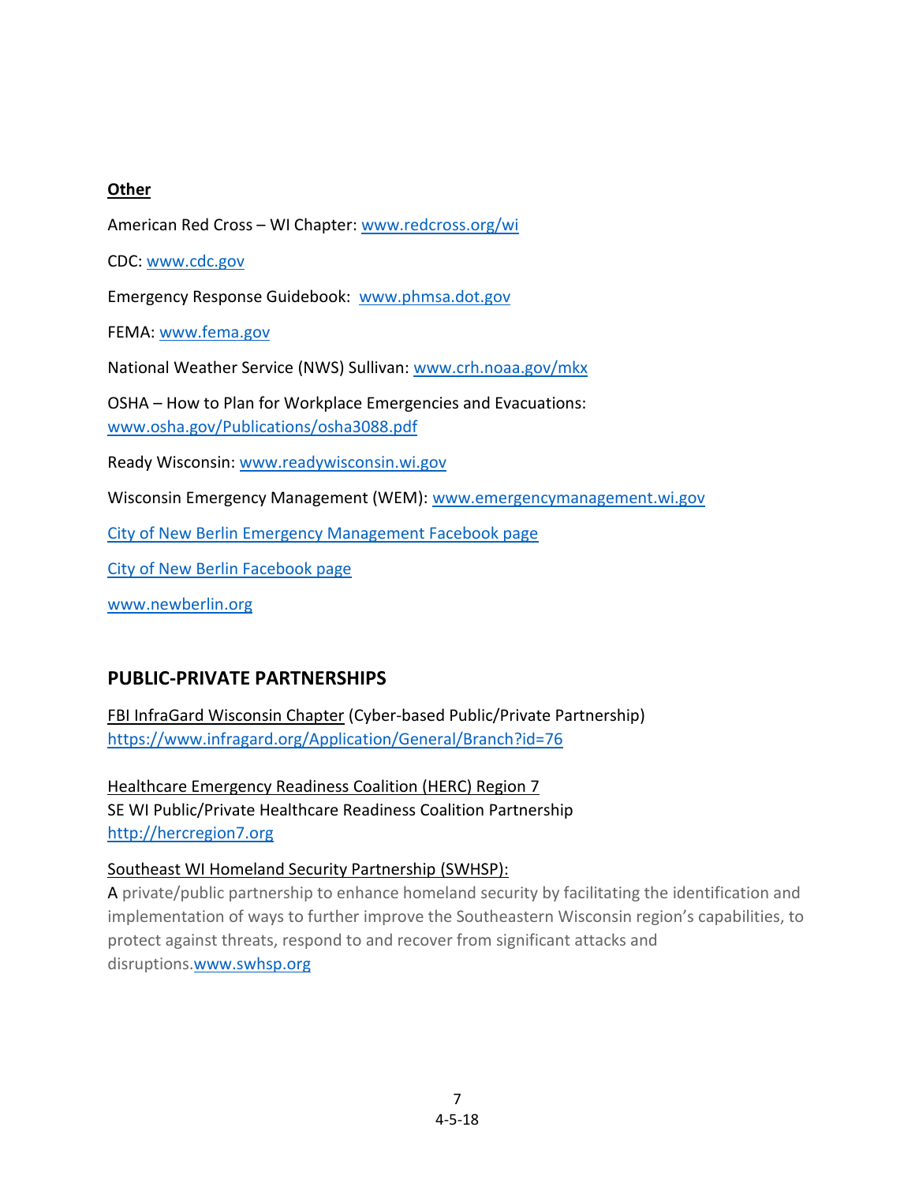**Other**

American Red Cross – WI Chapter: www.redcross.org/wi

CDC: www.cdc.gov

Emergency Response Guidebook: www.phmsa.dot.gov

FEMA: www.fema.gov

National Weather Service (NWS) Sullivan: www.crh.noaa.gov/mkx

OSHA – How to Plan for Workplace Emergencies and Evacuations: www.osha.gov/Publications/osha3088.pdf

Ready Wisconsin: www.readywisconsin.wi.gov

Wisconsin Emergency Management (WEM): www.emergencymanagement.wi.gov

City of New Berlin Emergency Management Facebook page

City of New Berlin Facebook page

www.newberlin.org

## PUBLIC-PRIVATE PARTNERSHIPS

FBI InfraGard Wisconsin Chapter (Cyber-based Public/Private Partnership)
https://www.infragard.org/Application/General/Branch?id=76

Healthcare Emergency Readiness Coalition (HERC) Region 7
SE WI Public/Private Healthcare Readiness Coalition Partnership
http://hercregion7.org

Southeast WI Homeland Security Partnership (SWHSP):
A private/public partnership to enhance homeland security by facilitating the identification and implementation of ways to further improve the Southeastern Wisconsin region's capabilities, to protect against threats, respond to and recover from significant attacks and disruptions.www.swhsp.org

4-5-18